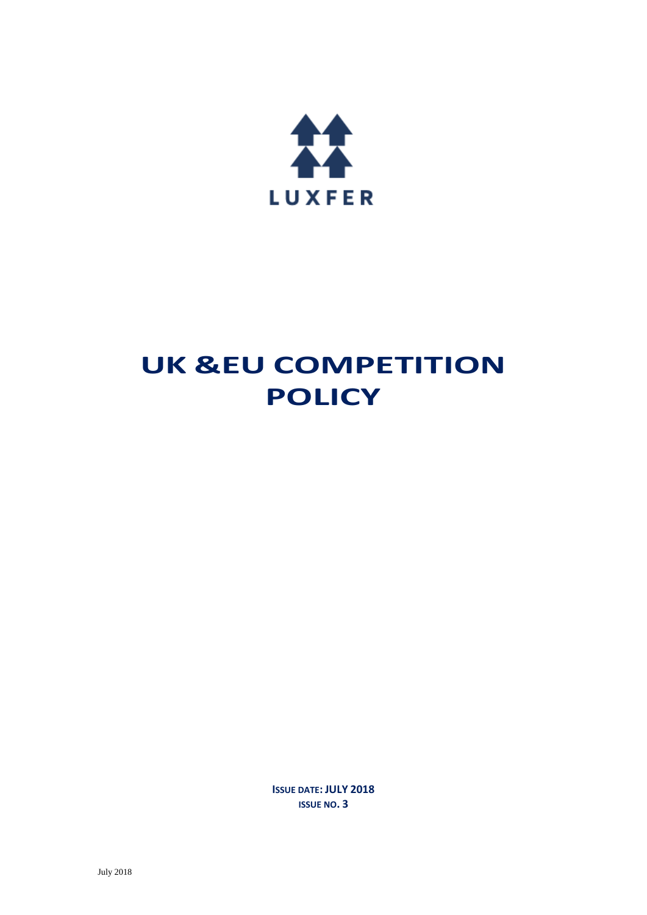LUXFER

# UK &EU COMPETITION POLICY

**ISSUE DATE: JULY 2018**
**ISSUE NO. 3**

July 2018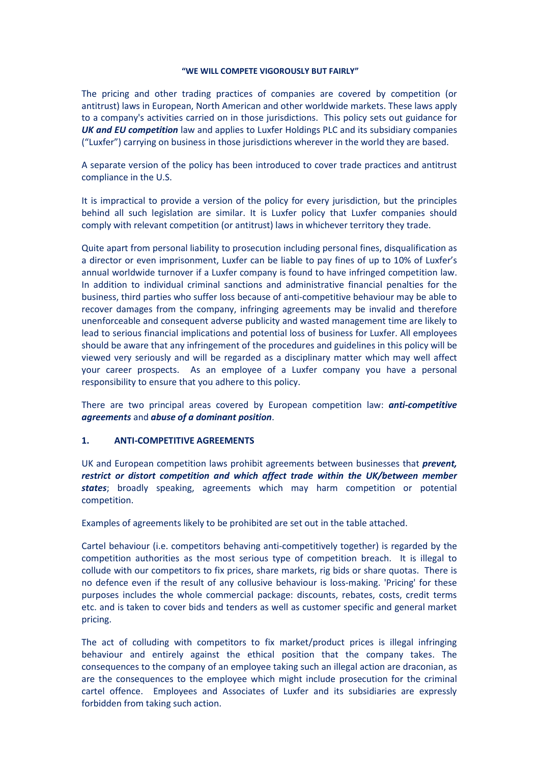**"WE WILL COMPETE VIGOROUSLY BUT FAIRLY"**

The pricing and other trading practices of companies are covered by competition (or antitrust) laws in European, North American and other worldwide markets. These laws apply to a company's activities carried on in those jurisdictions. This policy sets out guidance for ***UK and EU competition*** law and applies to Luxfer Holdings PLC and its subsidiary companies ("Luxfer") carrying on business in those jurisdictions wherever in the world they are based.

A separate version of the policy has been introduced to cover trade practices and antitrust compliance in the U.S.

It is impractical to provide a version of the policy for every jurisdiction, but the principles behind all such legislation are similar. It is Luxfer policy that Luxfer companies should comply with relevant competition (or antitrust) laws in whichever territory they trade.

Quite apart from personal liability to prosecution including personal fines, disqualification as a director or even imprisonment, Luxfer can be liable to pay fines of up to 10% of Luxfer's annual worldwide turnover if a Luxfer company is found to have infringed competition law. In addition to individual criminal sanctions and administrative financial penalties for the business, third parties who suffer loss because of anti-competitive behaviour may be able to recover damages from the company, infringing agreements may be invalid and therefore unenforceable and consequent adverse publicity and wasted management time are likely to lead to serious financial implications and potential loss of business for Luxfer. All employees should be aware that any infringement of the procedures and guidelines in this policy will be viewed very seriously and will be regarded as a disciplinary matter which may well affect your career prospects. As an employee of a Luxfer company you have a personal responsibility to ensure that you adhere to this policy.

There are two principal areas covered by European competition law: ***anti-competitive agreements*** and ***abuse of a dominant position***.

## 1. ANTI-COMPETITIVE AGREEMENTS

UK and European competition laws prohibit agreements between businesses that ***prevent, restrict or distort competition and which affect trade within the UK/between member states***; broadly speaking, agreements which may harm competition or potential competition.

Examples of agreements likely to be prohibited are set out in the table attached.

Cartel behaviour (i.e. competitors behaving anti-competitively together) is regarded by the competition authorities as the most serious type of competition breach. It is illegal to collude with our competitors to fix prices, share markets, rig bids or share quotas. There is no defence even if the result of any collusive behaviour is loss-making. 'Pricing' for these purposes includes the whole commercial package: discounts, rebates, costs, credit terms etc. and is taken to cover bids and tenders as well as customer specific and general market pricing.

The act of colluding with competitors to fix market/product prices is illegal infringing behaviour and entirely against the ethical position that the company takes. The consequences to the company of an employee taking such an illegal action are draconian, as are the consequences to the employee which might include prosecution for the criminal cartel offence. Employees and Associates of Luxfer and its subsidiaries are expressly forbidden from taking such action.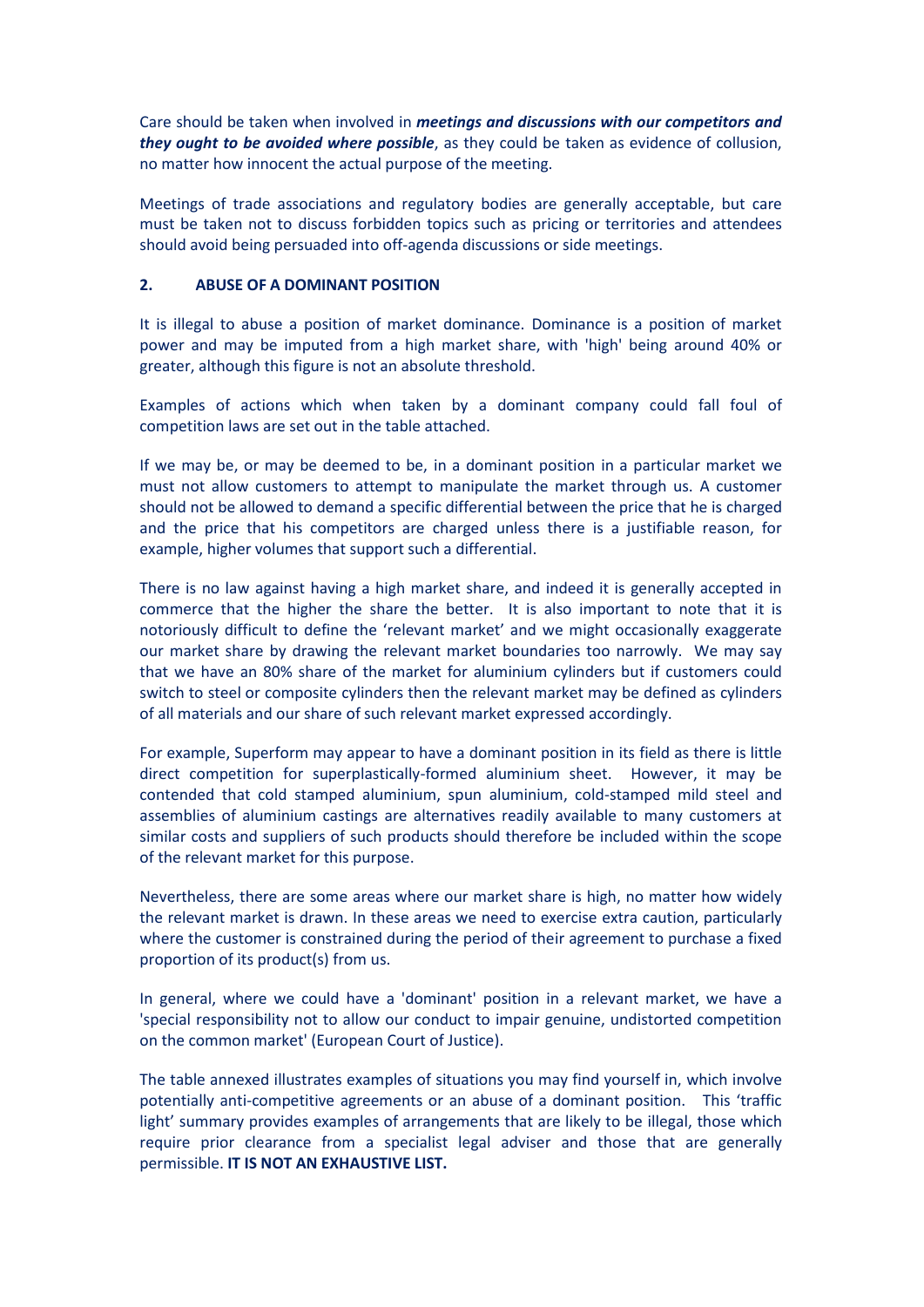Care should be taken when involved in ***meetings and discussions with our competitors and they ought to be avoided where possible***, as they could be taken as evidence of collusion, no matter how innocent the actual purpose of the meeting.

Meetings of trade associations and regulatory bodies are generally acceptable, but care must be taken not to discuss forbidden topics such as pricing or territories and attendees should avoid being persuaded into off-agenda discussions or side meetings.

## 2. ABUSE OF A DOMINANT POSITION

It is illegal to abuse a position of market dominance. Dominance is a position of market power and may be imputed from a high market share, with 'high' being around 40% or greater, although this figure is not an absolute threshold.

Examples of actions which when taken by a dominant company could fall foul of competition laws are set out in the table attached.

If we may be, or may be deemed to be, in a dominant position in a particular market we must not allow customers to attempt to manipulate the market through us. A customer should not be allowed to demand a specific differential between the price that he is charged and the price that his competitors are charged unless there is a justifiable reason, for example, higher volumes that support such a differential.

There is no law against having a high market share, and indeed it is generally accepted in commerce that the higher the share the better. It is also important to note that it is notoriously difficult to define the 'relevant market' and we might occasionally exaggerate our market share by drawing the relevant market boundaries too narrowly. We may say that we have an 80% share of the market for aluminium cylinders but if customers could switch to steel or composite cylinders then the relevant market may be defined as cylinders of all materials and our share of such relevant market expressed accordingly.

For example, Superform may appear to have a dominant position in its field as there is little direct competition for superplastically-formed aluminium sheet. However, it may be contended that cold stamped aluminium, spun aluminium, cold-stamped mild steel and assemblies of aluminium castings are alternatives readily available to many customers at similar costs and suppliers of such products should therefore be included within the scope of the relevant market for this purpose.

Nevertheless, there are some areas where our market share is high, no matter how widely the relevant market is drawn. In these areas we need to exercise extra caution, particularly where the customer is constrained during the period of their agreement to purchase a fixed proportion of its product(s) from us.

In general, where we could have a 'dominant' position in a relevant market, we have a 'special responsibility not to allow our conduct to impair genuine, undistorted competition on the common market' (European Court of Justice).

The table annexed illustrates examples of situations you may find yourself in, which involve potentially anti-competitive agreements or an abuse of a dominant position. This 'traffic light' summary provides examples of arrangements that are likely to be illegal, those which require prior clearance from a specialist legal adviser and those that are generally permissible. **IT IS NOT AN EXHAUSTIVE LIST.**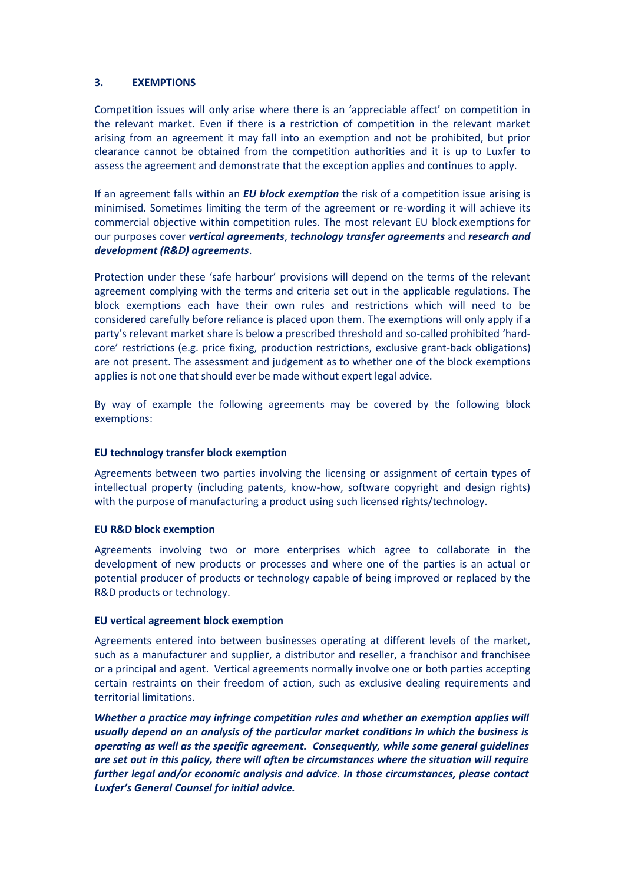## 3. EXEMPTIONS

Competition issues will only arise where there is an 'appreciable affect' on competition in the relevant market. Even if there is a restriction of competition in the relevant market arising from an agreement it may fall into an exemption and not be prohibited, but prior clearance cannot be obtained from the competition authorities and it is up to Luxfer to assess the agreement and demonstrate that the exception applies and continues to apply.

If an agreement falls within an ***EU block exemption*** the risk of a competition issue arising is minimised. Sometimes limiting the term of the agreement or re-wording it will achieve its commercial objective within competition rules. The most relevant EU block exemptions for our purposes cover ***vertical agreements***, ***technology transfer agreements*** and ***research and development (R&D) agreements***.

Protection under these 'safe harbour' provisions will depend on the terms of the relevant agreement complying with the terms and criteria set out in the applicable regulations. The block exemptions each have their own rules and restrictions which will need to be considered carefully before reliance is placed upon them. The exemptions will only apply if a party's relevant market share is below a prescribed threshold and so-called prohibited 'hard-core' restrictions (e.g. price fixing, production restrictions, exclusive grant-back obligations) are not present. The assessment and judgement as to whether one of the block exemptions applies is not one that should ever be made without expert legal advice.

By way of example the following agreements may be covered by the following block exemptions:

**EU technology transfer block exemption**

Agreements between two parties involving the licensing or assignment of certain types of intellectual property (including patents, know-how, software copyright and design rights) with the purpose of manufacturing a product using such licensed rights/technology.

**EU R&D block exemption**

Agreements involving two or more enterprises which agree to collaborate in the development of new products or processes and where one of the parties is an actual or potential producer of products or technology capable of being improved or replaced by the R&D products or technology.

**EU vertical agreement block exemption**

Agreements entered into between businesses operating at different levels of the market, such as a manufacturer and supplier, a distributor and reseller, a franchisor and franchisee or a principal and agent. Vertical agreements normally involve one or both parties accepting certain restraints on their freedom of action, such as exclusive dealing requirements and territorial limitations.

***Whether a practice may infringe competition rules and whether an exemption applies will usually depend on an analysis of the particular market conditions in which the business is operating as well as the specific agreement. Consequently, while some general guidelines are set out in this policy, there will often be circumstances where the situation will require further legal and/or economic analysis and advice. In those circumstances, please contact Luxfer's General Counsel for initial advice.***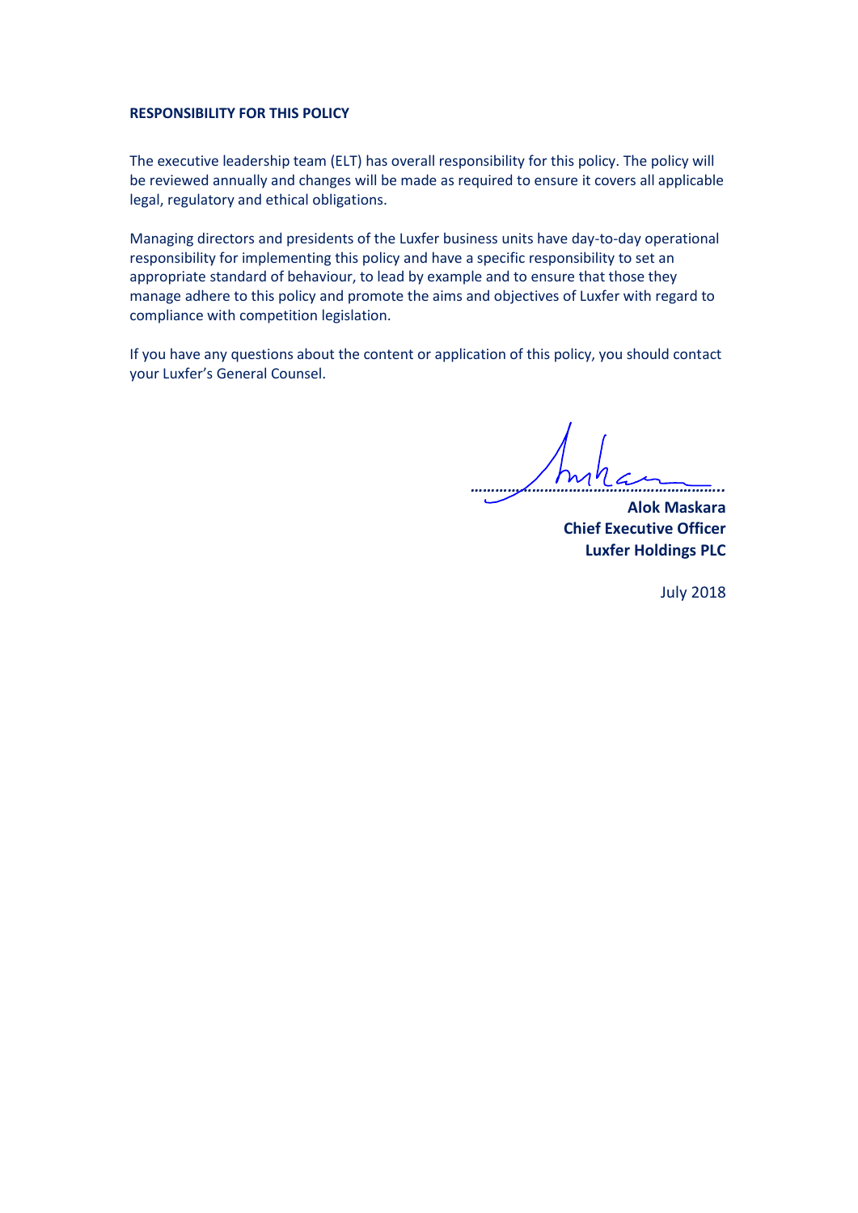**RESPONSIBILITY FOR THIS POLICY**

The executive leadership team (ELT) has overall responsibility for this policy. The policy will be reviewed annually and changes will be made as required to ensure it covers all applicable legal, regulatory and ethical obligations.

Managing directors and presidents of the Luxfer business units have day-to-day operational responsibility for implementing this policy and have a specific responsibility to set an appropriate standard of behaviour, to lead by example and to ensure that those they manage adhere to this policy and promote the aims and objectives of Luxfer with regard to compliance with competition legislation.

If you have any questions about the content or application of this policy, you should contact your Luxfer's General Counsel.

……………………………………………………..

**Alok Maskara**
**Chief Executive Officer**
**Luxfer Holdings PLC**

July 2018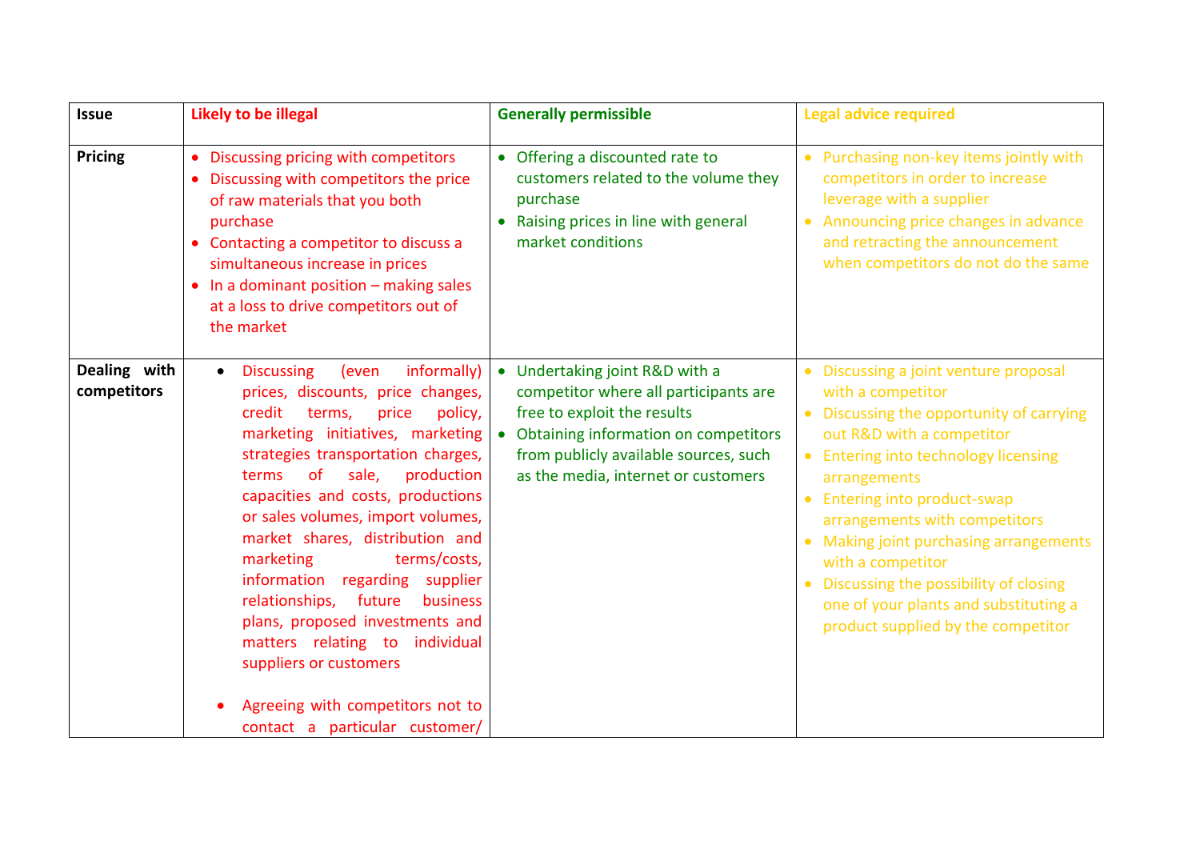| Issue | Likely to be illegal | Generally permissible | Legal advice required |
|---|---|---|---|
| **Pricing** | • Discussing pricing with competitors<br>• Discussing with competitors the price of raw materials that you both purchase<br>• Contacting a competitor to discuss a simultaneous increase in prices<br>• In a dominant position – making sales at a loss to drive competitors out of the market | • Offering a discounted rate to customers related to the volume they purchase<br>• Raising prices in line with general market conditions | • Purchasing non-key items jointly with competitors in order to increase leverage with a supplier<br>• Announcing price changes in advance and retracting the announcement when competitors do not do the same |
| **Dealing with competitors** | • Discussing (even informally) prices, discounts, price changes, credit terms, price policy, marketing initiatives, marketing strategies transportation charges, terms of sale, production capacities and costs, productions or sales volumes, import volumes, market shares, distribution and marketing terms/costs, information regarding supplier relationships, future business plans, proposed investments and matters relating to individual suppliers or customers<br><br>• Agreeing with competitors not to contact a particular customer/ | • Undertaking joint R&D with a competitor where all participants are free to exploit the results<br>• Obtaining information on competitors from publicly available sources, such as the media, internet or customers | • Discussing a joint venture proposal with a competitor<br>• Discussing the opportunity of carrying out R&D with a competitor<br>• Entering into technology licensing arrangements<br>• Entering into product-swap arrangements with competitors<br>• Making joint purchasing arrangements with a competitor<br>• Discussing the possibility of closing one of your plants and substituting a product supplied by the competitor |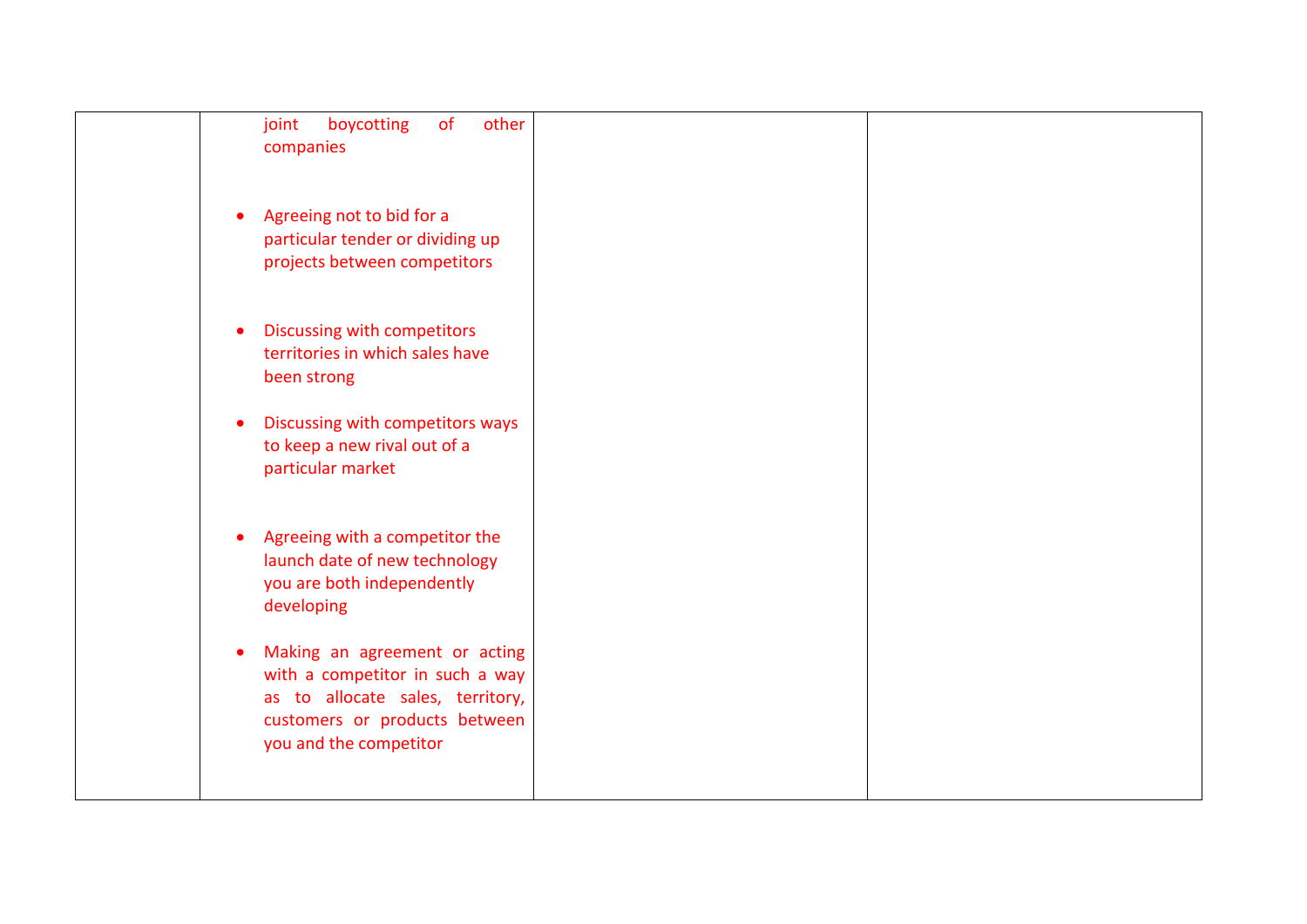| | | | |
|---|---|---|---|
| | joint boycotting of other companies<br><br>• Agreeing not to bid for a particular tender or dividing up projects between competitors<br><br>• Discussing with competitors territories in which sales have been strong<br><br>• Discussing with competitors ways to keep a new rival out of a particular market<br><br>• Agreeing with a competitor the launch date of new technology you are both independently developing<br><br>• Making an agreement or acting with a competitor in such a way as to allocate sales, territory, customers or products between you and the competitor | | |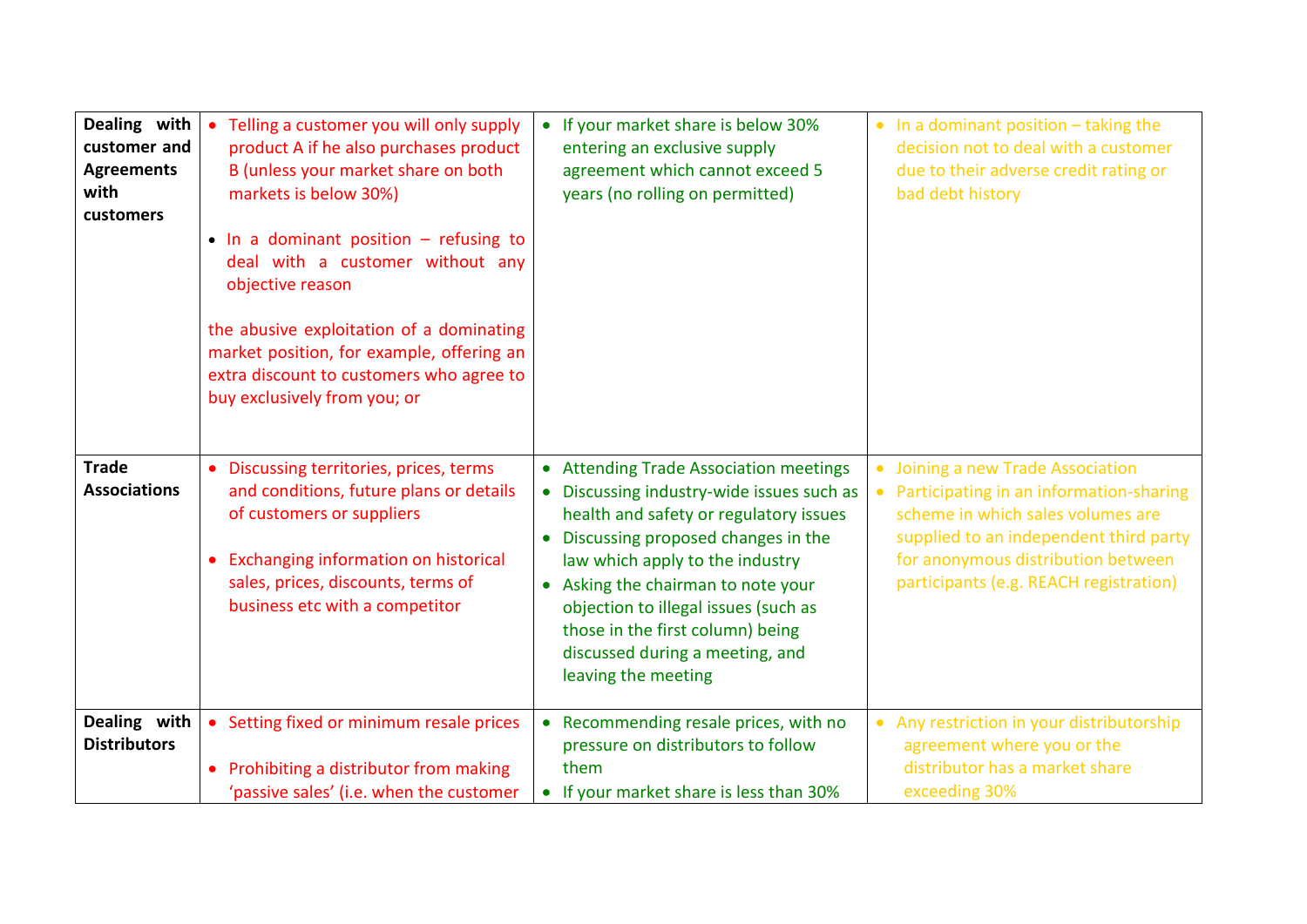| | | | |
|---|---|---|---|
| **Dealing with customer and Agreements with customers** | • Telling a customer you will only supply product A if he also purchases product B (unless your market share on both markets is below 30%)<br><br>• In a dominant position – refusing to deal with a customer without any objective reason<br><br>the abusive exploitation of a dominating market position, for example, offering an extra discount to customers who agree to buy exclusively from you; or | • If your market share is below 30% entering an exclusive supply agreement which cannot exceed 5 years (no rolling on permitted) | • In a dominant position – taking the decision not to deal with a customer due to their adverse credit rating or bad debt history |
| **Trade Associations** | • Discussing territories, prices, terms and conditions, future plans or details of customers or suppliers<br><br>• Exchanging information on historical sales, prices, discounts, terms of business etc with a competitor | • Attending Trade Association meetings<br>• Discussing industry-wide issues such as health and safety or regulatory issues<br>• Discussing proposed changes in the law which apply to the industry<br>• Asking the chairman to note your objection to illegal issues (such as those in the first column) being discussed during a meeting, and leaving the meeting | • Joining a new Trade Association<br>• Participating in an information-sharing scheme in which sales volumes are supplied to an independent third party for anonymous distribution between participants (e.g. REACH registration) |
| **Dealing with Distributors** | • Setting fixed or minimum resale prices<br><br>• Prohibiting a distributor from making 'passive sales' (i.e. when the customer | • Recommending resale prices, with no pressure on distributors to follow them<br>• If your market share is less than 30% | • Any restriction in your distributorship agreement where you or the distributor has a market share exceeding 30% |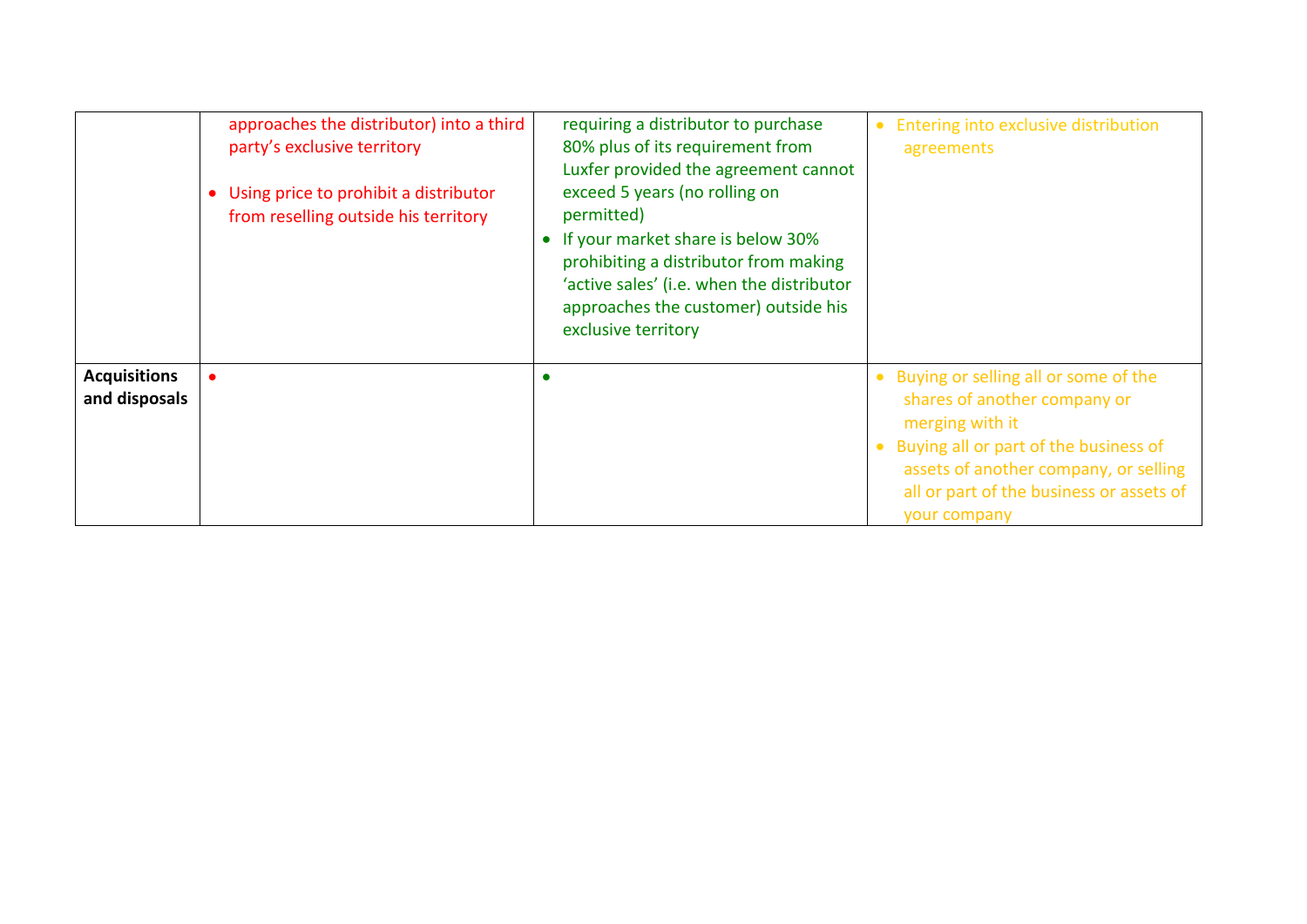| | | | |
|---|---|---|---|
| | approaches the distributor) into a third party's exclusive territory<br>• Using price to prohibit a distributor from reselling outside his territory | requiring a distributor to purchase 80% plus of its requirement from Luxfer provided the agreement cannot exceed 5 years (no rolling on permitted)<br>• If your market share is below 30% prohibiting a distributor from making 'active sales' (i.e. when the distributor approaches the customer) outside his exclusive territory | • Entering into exclusive distribution agreements |
| **Acquisitions and disposals** | • | • | • Buying or selling all or some of the shares of another company or merging with it<br>• Buying all or part of the business of assets of another company, or selling all or part of the business or assets of your company |